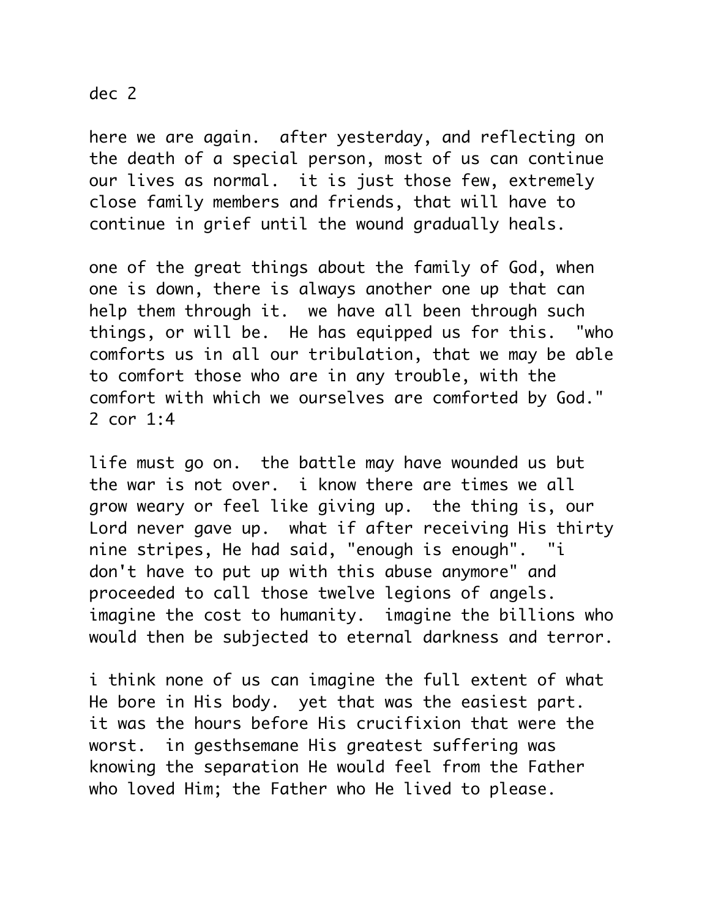dec 2

here we are again.  after yesterday, and reflecting on the death of a special person, most of us can continue our lives as normal.  it is just those few, extremely close family members and friends, that will have to continue in grief until the wound gradually heals.

one of the great things about the family of God, when one is down, there is always another one up that can help them through it.  we have all been through such things, or will be.  He has equipped us for this.  "who comforts us in all our tribulation, that we may be able to comfort those who are in any trouble, with the comfort with which we ourselves are comforted by God." 2 cor 1:4

life must go on.  the battle may have wounded us but the war is not over.  i know there are times we all grow weary or feel like giving up.  the thing is, our Lord never gave up.  what if after receiving His thirty nine stripes, He had said, "enough is enough".  "i don't have to put up with this abuse anymore" and proceeded to call those twelve legions of angels. imagine the cost to humanity.  imagine the billions who would then be subjected to eternal darkness and terror.

i think none of us can imagine the full extent of what He bore in His body.  yet that was the easiest part. it was the hours before His crucifixion that were the worst.  in gesthsemane His greatest suffering was knowing the separation He would feel from the Father who loved Him; the Father who He lived to please.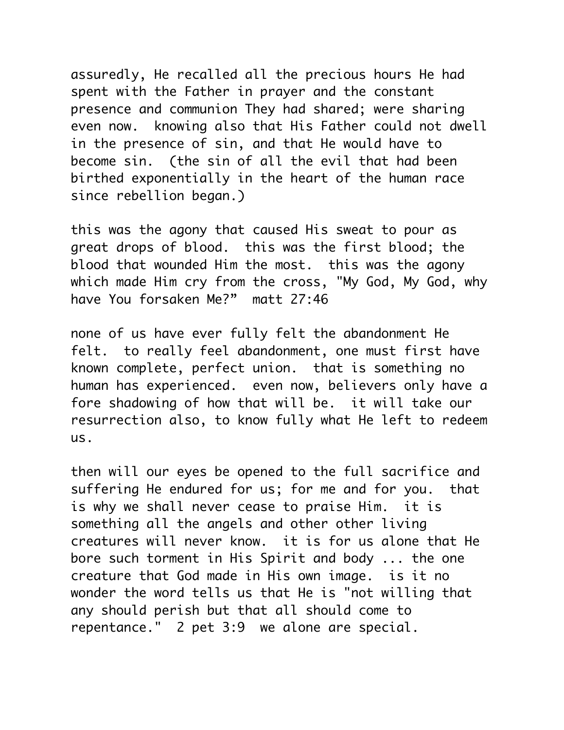assuredly, He recalled all the precious hours He had spent with the Father in prayer and the constant presence and communion They had shared; were sharing even now. knowing also that His Father could not dwell in the presence of sin, and that He would have to become sin. (the sin of all the evil that had been birthed exponentially in the heart of the human race since rebellion began.)

this was the agony that caused His sweat to pour as great drops of blood. this was the first blood; the blood that wounded Him the most. this was the agony which made Him cry from the cross, "My God, My God, why have You forsaken Me?" matt 27:46

none of us have ever fully felt the abandonment He felt. to really feel abandonment, one must first have known complete, perfect union. that is something no human has experienced. even now, believers only have a fore shadowing of how that will be. it will take our resurrection also, to know fully what He left to redeem us.

then will our eyes be opened to the full sacrifice and suffering He endured for us; for me and for you. that is why we shall never cease to praise Him. it is something all the angels and other other living creatures will never know. it is for us alone that He bore such torment in His Spirit and body ... the one creature that God made in His own image. is it no wonder the word tells us that He is "not willing that any should perish but that all should come to repentance." 2 pet 3:9 we alone are special.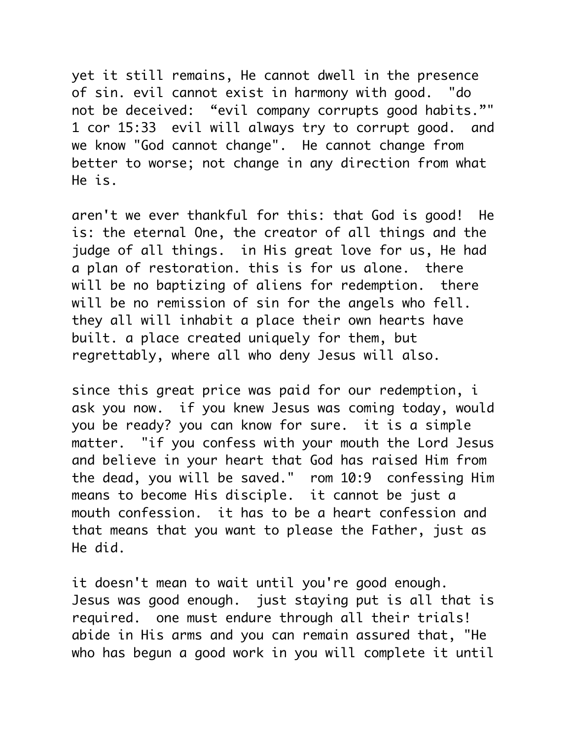yet it still remains, He cannot dwell in the presence of sin. evil cannot exist in harmony with good.  "do not be deceived:  “evil company corrupts good habits.”" 1 cor 15:33  evil will always try to corrupt good.  and we know "God cannot change".  He cannot change from better to worse; not change in any direction from what He is.

aren't we ever thankful for this: that God is good!  He is: the eternal One, the creator of all things and the judge of all things.  in His great love for us, He had a plan of restoration. this is for us alone.  there will be no baptizing of aliens for redemption.  there will be no remission of sin for the angels who fell. they all will inhabit a place their own hearts have built. a place created uniquely for them, but regrettably, where all who deny Jesus will also.

since this great price was paid for our redemption, i ask you now.  if you knew Jesus was coming today, would you be ready? you can know for sure.  it is a simple matter.  "if you confess with your mouth the Lord Jesus and believe in your heart that God has raised Him from the dead, you will be saved."  rom 10:9  confessing Him means to become His disciple.  it cannot be just a mouth confession.  it has to be a heart confession and that means that you want to please the Father, just as He did.

it doesn't mean to wait until you're good enough. Jesus was good enough.  just staying put is all that is required.  one must endure through all their trials! abide in His arms and you can remain assured that, "He who has begun a good work in you will complete it until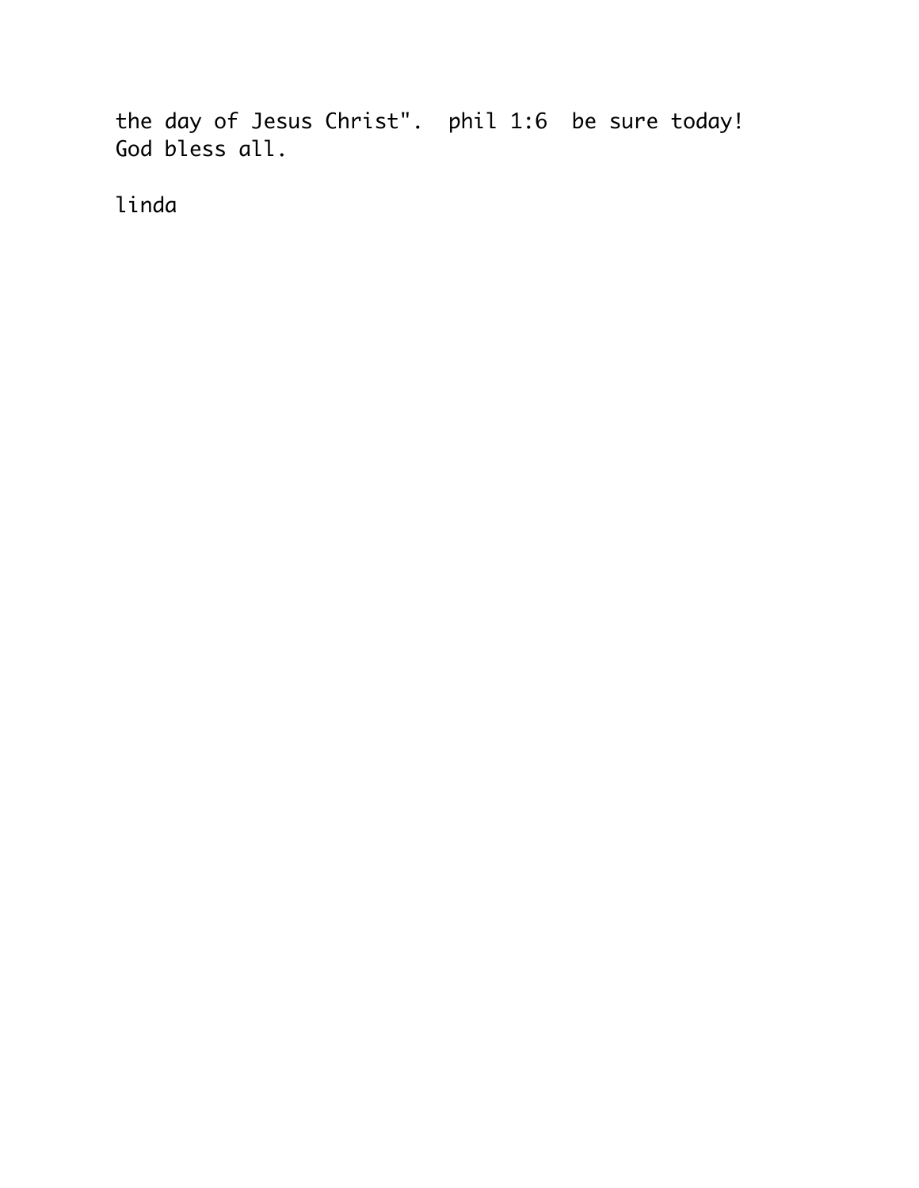the day of Jesus Christ".  phil 1:6  be sure today!
God bless all.

linda